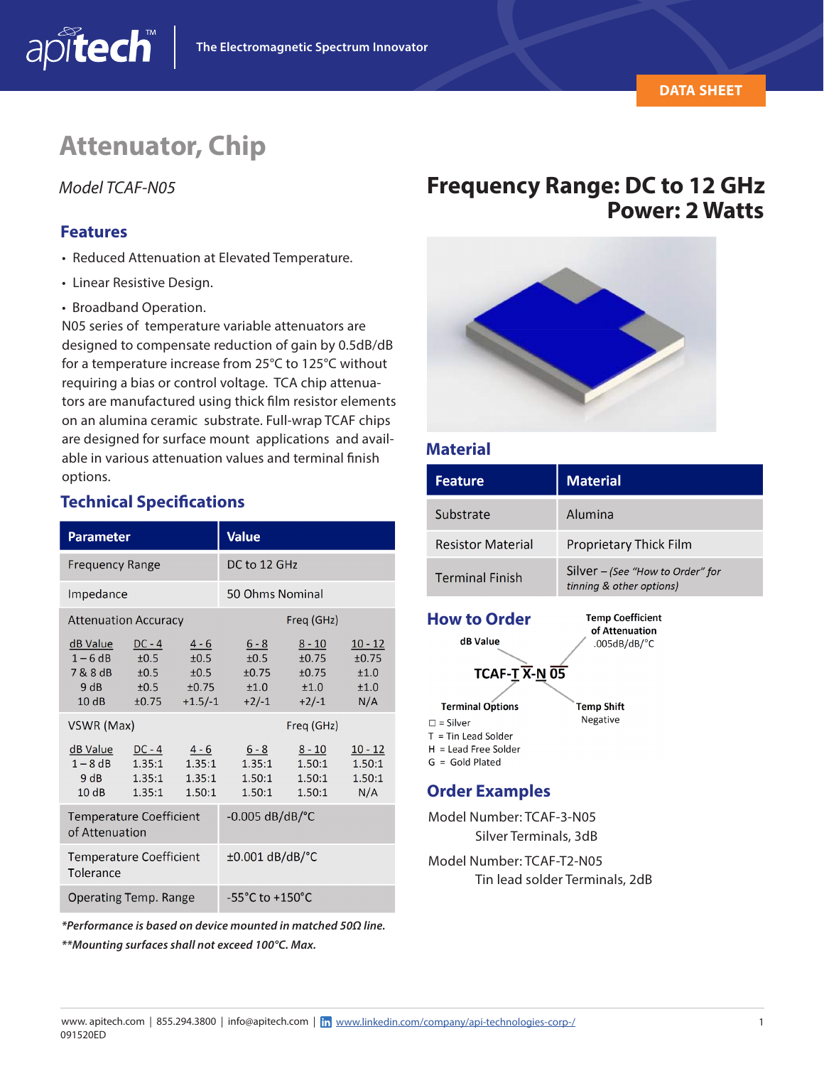# Attenuator, Chip

*Model TCAF-N05*

## Frequency Range: DC to 12 GHz
## Power: 2 Watts

## Features

- Reduced Attenuation at Elevated Temperature.
- Linear Resistive Design.
- Broadband Operation.

N05 series of temperature variable attenuators are designed to compensate reduction of gain by 0.5dB/dB for a temperature increase from 25°C to 125°C without requiring a bias or control voltage. TCA chip attenuators are manufactured using thick film resistor elements on an alumina ceramic substrate. Full-wrap TCAF chips are designed for surface mount applications and available in various attenuation values and terminal finish options.

## Technical Specifications

| Parameter | Value |
|---|---|
| Frequency Range | DC to 12 GHz |
| Impedance | 50 Ohms Nominal |

**Attenuation Accuracy** — Freq (GHz)

| dB Value | DC - 4 | 4 - 6 | 6 - 8 | 8 - 10 | 10 - 12 |
|---|---|---|---|---|---|
| 1 – 6 dB | ±0.5 | ±0.5 | ±0.5 | ±0.75 | ±0.75 |
| 7 & 8 dB | ±0.5 | ±0.5 | ±0.75 | ±0.75 | ±1.0 |
| 9 dB | ±0.5 | ±0.75 | ±1.0 | ±1.0 | ±1.0 |
| 10 dB | ±0.75 | +1.5/-1 | +2/-1 | +2/-1 | N/A |

**VSWR (Max)** — Freq (GHz)

| dB Value | DC - 4 | 4 - 6 | 6 - 8 | 8 - 10 | 10 - 12 |
|---|---|---|---|---|---|
| 1 – 8 dB | 1.35:1 | 1.35:1 | 1.35:1 | 1.50:1 | 1.50:1 |
| 9 dB | 1.35:1 | 1.35:1 | 1.50:1 | 1.50:1 | 1.50:1 |
| 10 dB | 1.35:1 | 1.50:1 | 1.50:1 | 1.50:1 | N/A |

| Parameter | Value |
|---|---|
| Temperature Coefficient of Attenuation | -0.005 dB/dB/°C |
| Temperature Coefficient Tolerance | ±0.001 dB/dB/°C |
| Operating Temp. Range | -55°C to +150°C |

***Performance is based on device mounted in matched 50Ω line.***

*****Mounting surfaces shall not exceed 100°C. Max.***

## Material

| Feature | Material |
|---|---|
| Substrate | Alumina |
| Resistor Material | Proprietary Thick Film |
| Terminal Finish | Silver – *(See "How to Order" for tinning & other options)* |

## How to Order

**TCAF-T X-N 05**

- **dB Value**: X
- **Temp Coefficient of Attenuation**: 05 = .005dB/dB/°C
- **Temp Shift**: N = Negative
- **Terminal Options**: T
  - ☐ = Silver
  - T = Tin Lead Solder
  - H = Lead Free Solder
  - G = Gold Plated

## Order Examples

Model Number: TCAF-3-N05
Silver Terminals, 3dB

Model Number: TCAF-T2-N05
Tin lead solder Terminals, 2dB

www. apitech.com | 855.294.3800 | info@apitech.com | www.linkedin.com/company/api-technologies-corp-/
091520ED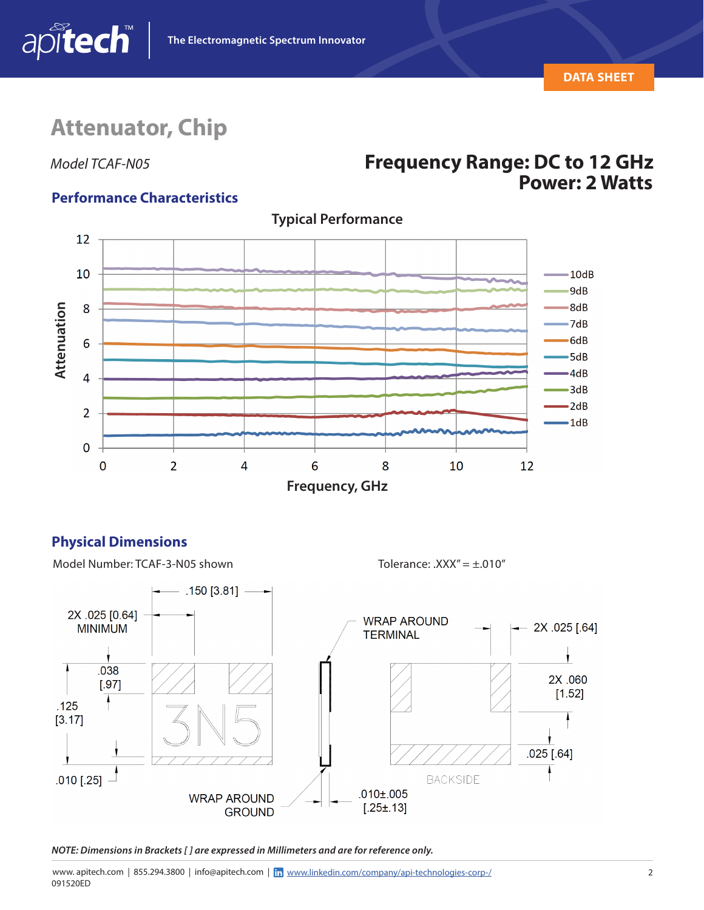# Attenuator, Chip

*Model TCAF-N05*

**Frequency Range: DC to 12 GHz**
**Power: 2 Watts**

## Performance Characteristics

Typical Performance

Attenuation

Frequency, GHz

0
2
4
6
8
10
12

10dB
9dB
8dB
7dB
6dB
5dB
4dB
3dB
2dB
1dB

## Physical Dimensions

Model Number: TCAF-3-N05 shown

Tolerance: .XXX" = ±.010"

.150 [3.81]
2X .025 [0.64] MINIMUM
.038 [.97]
.125 [3.17]
.010 [.25]
3N5
WRAP AROUND GROUND
WRAP AROUND TERMINAL
.010±.005 [.25±.13]
2X .025 [.64]
2X .060 [1.52]
.025 [.64]
BACKSIDE

***NOTE: Dimensions in Brackets [ ] are expressed in Millimeters and are for reference only.***

www.apitech.com | 855.294.3800 | info@apitech.com | www.linkedin.com/company/api-technologies-corp-/
091520ED